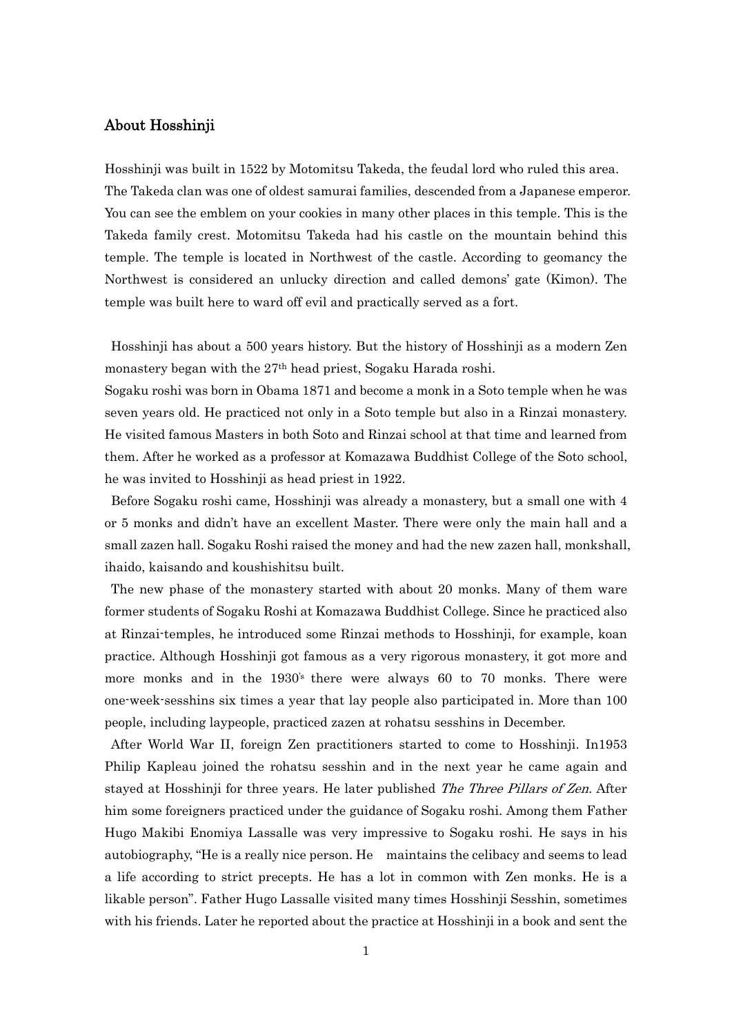## About Hosshinji

Hosshinji was built in 1522 by Motomitsu Takeda, the feudal lord who ruled this area. The Takeda clan was one of oldest samurai families, descended from a Japanese emperor. You can see the emblem on your cookies in many other places in this temple. This is the Takeda family crest. Motomitsu Takeda had his castle on the mountain behind this temple. The temple is located in Northwest of the castle. According to geomancy the Northwest is considered an unlucky direction and called demons' gate (Kimon). The temple was built here to ward off evil and practically served as a fort.

Hosshinji has about a 500 years history. But the history of Hosshinji as a modern Zen monastery began with the 27th head priest, Sogaku Harada roshi.

Sogaku roshi was born in Obama 1871 and become a monk in a Soto temple when he was seven years old. He practiced not only in a Soto temple but also in a Rinzai monastery. He visited famous Masters in both Soto and Rinzai school at that time and learned from them. After he worked as a professor at Komazawa Buddhist College of the Soto school, he was invited to Hosshinji as head priest in 1922.

Before Sogaku roshi came, Hosshinji was already a monastery, but a small one with 4 or 5 monks and didn't have an excellent Master. There were only the main hall and a small zazen hall. Sogaku Roshi raised the money and had the new zazen hall, monkshall, ihaido, kaisando and koushishitsu built.

The new phase of the monastery started with about 20 monks. Many of them ware former students of Sogaku Roshi at Komazawa Buddhist College. Since he practiced also at Rinzai-temples, he introduced some Rinzai methods to Hosshinji, for example, koan practice. Although Hosshinji got famous as a very rigorous monastery, it got more and more monks and in the 1930's there were always 60 to 70 monks. There were one-week-sesshins six times a year that lay people also participated in. More than 100 people, including laypeople, practiced zazen at rohatsu sesshins in December.

After World War II, foreign Zen practitioners started to come to Hosshinji. In1953 Philip Kapleau joined the rohatsu sesshin and in the next year he came again and stayed at Hosshinji for three years. He later published *The Three Pillars of Zen.* After him some foreigners practiced under the guidance of Sogaku roshi. Among them Father Hugo Makibi Enomiya Lassalle was very impressive to Sogaku roshi. He says in his autobiography, "He is a really nice person. He maintains the celibacy and seems to lead a life according to strict precepts. He has a lot in common with Zen monks. He is a likable person". Father Hugo Lassalle visited many times Hosshinji Sesshin, sometimes with his friends. Later he reported about the practice at Hosshinji in a book and sent the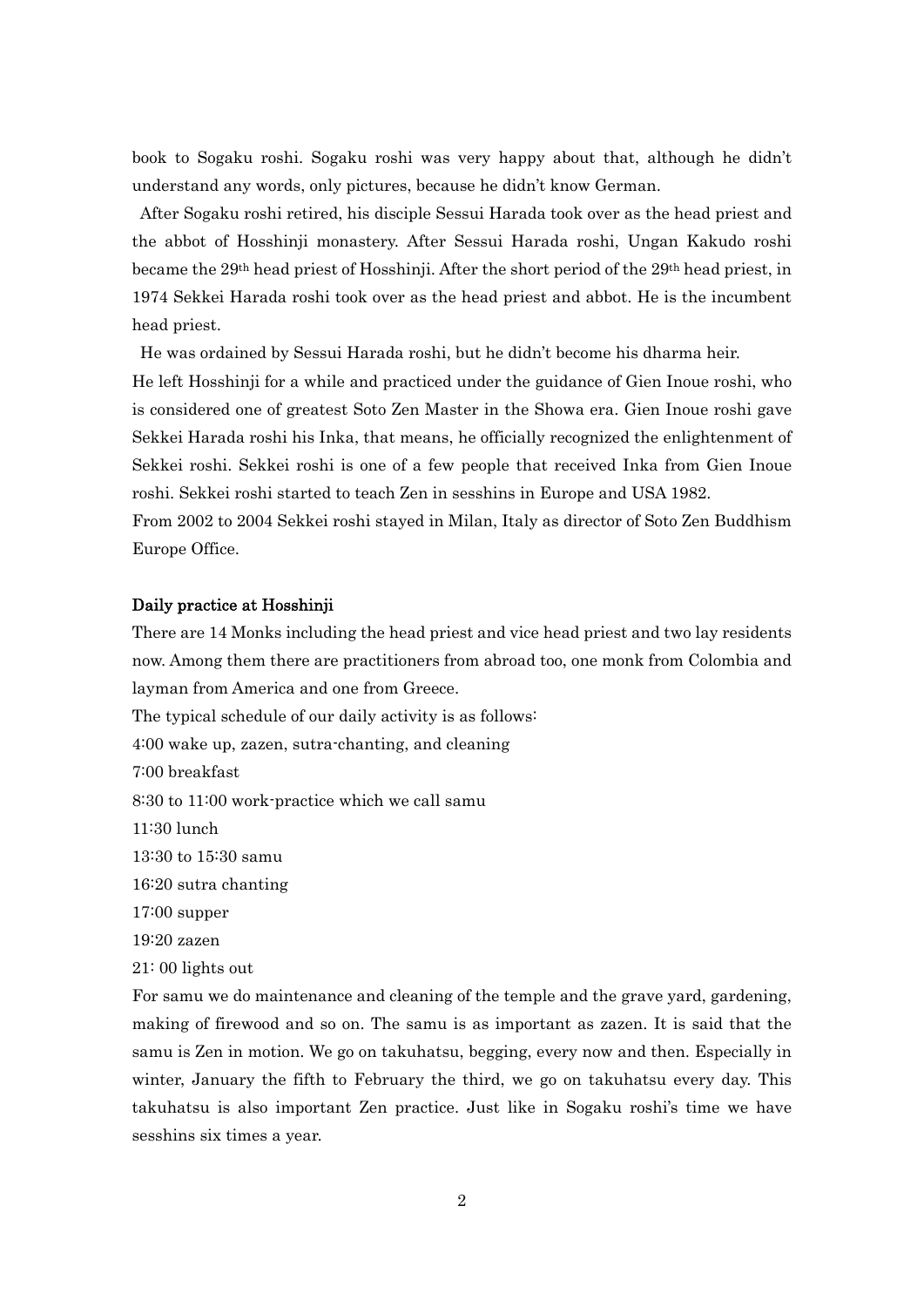book to Sogaku roshi. Sogaku roshi was very happy about that, although he didn't understand any words, only pictures, because he didn't know German.

After Sogaku roshi retired, his disciple Sessui Harada took over as the head priest and the abbot of Hosshinji monastery. After Sessui Harada roshi, Ungan Kakudo roshi became the 29th head priest of Hosshinji. After the short period of the 29th head priest, in 1974 Sekkei Harada roshi took over as the head priest and abbot. He is the incumbent head priest.

He was ordained by Sessui Harada roshi, but he didn't become his dharma heir.
He left Hosshinji for a while and practiced under the guidance of Gien Inoue roshi, who is considered one of greatest Soto Zen Master in the Showa era. Gien Inoue roshi gave Sekkei Harada roshi his Inka, that means, he officially recognized the enlightenment of Sekkei roshi. Sekkei roshi is one of a few people that received Inka from Gien Inoue roshi. Sekkei roshi started to teach Zen in sesshins in Europe and USA 1982.
From 2002 to 2004 Sekkei roshi stayed in Milan, Italy as director of Soto Zen Buddhism Europe Office.

**Daily practice at Hosshinji**

There are 14 Monks including the head priest and vice head priest and two lay residents now. Among them there are practitioners from abroad too, one monk from Colombia and layman from America and one from Greece.
The typical schedule of our daily activity is as follows:
4:00 wake up, zazen, sutra-chanting, and cleaning
7:00 breakfast
8:30 to 11:00 work-practice which we call samu
11:30 lunch
13:30 to 15:30 samu
16:20 sutra chanting
17:00 supper
19:20 zazen
21: 00 lights out
For samu we do maintenance and cleaning of the temple and the grave yard, gardening, making of firewood and so on. The samu is as important as zazen. It is said that the samu is Zen in motion. We go on takuhatsu, begging, every now and then. Especially in winter, January the fifth to February the third, we go on takuhatsu every day. This takuhatsu is also important Zen practice. Just like in Sogaku roshi's time we have sesshins six times a year.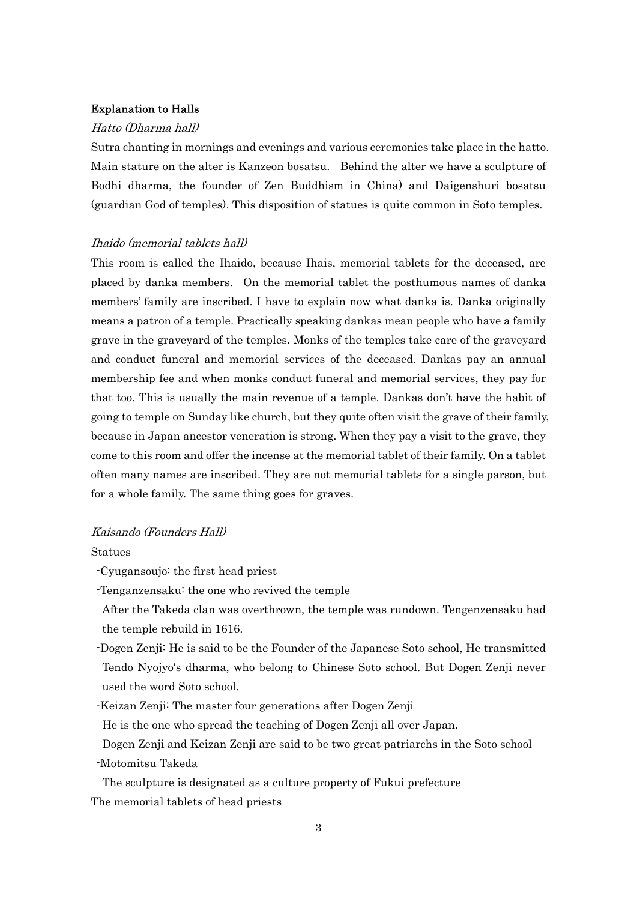**Explanation to Halls**

*Hatto (Dharma hall)*

Sutra chanting in mornings and evenings and various ceremonies take place in the hatto. Main stature on the alter is Kanzeon bosatsu. Behind the alter we have a sculpture of Bodhi dharma, the founder of Zen Buddhism in China) and Daigenshuri bosatsu (guardian God of temples). This disposition of statues is quite common in Soto temples.

*Ihaido (memorial tablets hall)*

This room is called the Ihaido, because Ihais, memorial tablets for the deceased, are placed by danka members. On the memorial tablet the posthumous names of danka members' family are inscribed. I have to explain now what danka is. Danka originally means a patron of a temple. Practically speaking dankas mean people who have a family grave in the graveyard of the temples. Monks of the temples take care of the graveyard and conduct funeral and memorial services of the deceased. Dankas pay an annual membership fee and when monks conduct funeral and memorial services, they pay for that too. This is usually the main revenue of a temple. Dankas don't have the habit of going to temple on Sunday like church, but they quite often visit the grave of their family, because in Japan ancestor veneration is strong. When they pay a visit to the grave, they come to this room and offer the incense at the memorial tablet of their family. On a tablet often many names are inscribed. They are not memorial tablets for a single parson, but for a whole family. The same thing goes for graves.

*Kaisando (Founders Hall)*

Statues

- Cyugansoujo: the first head priest
- Tenganzensaku: the one who revived the temple
  After the Takeda clan was overthrown, the temple was rundown. Tengenzensaku had the temple rebuild in 1616.
- Dogen Zenji: He is said to be the Founder of the Japanese Soto school, He transmitted Tendo Nyojyo's dharma, who belong to Chinese Soto school. But Dogen Zenji never used the word Soto school.
- Keizan Zenji: The master four generations after Dogen Zenji
  He is the one who spread the teaching of Dogen Zenji all over Japan.
  Dogen Zenji and Keizan Zenji are said to be two great patriarchs in the Soto school
- Motomitsu Takeda
  The sculpture is designated as a culture property of Fukui prefecture

The memorial tablets of head priests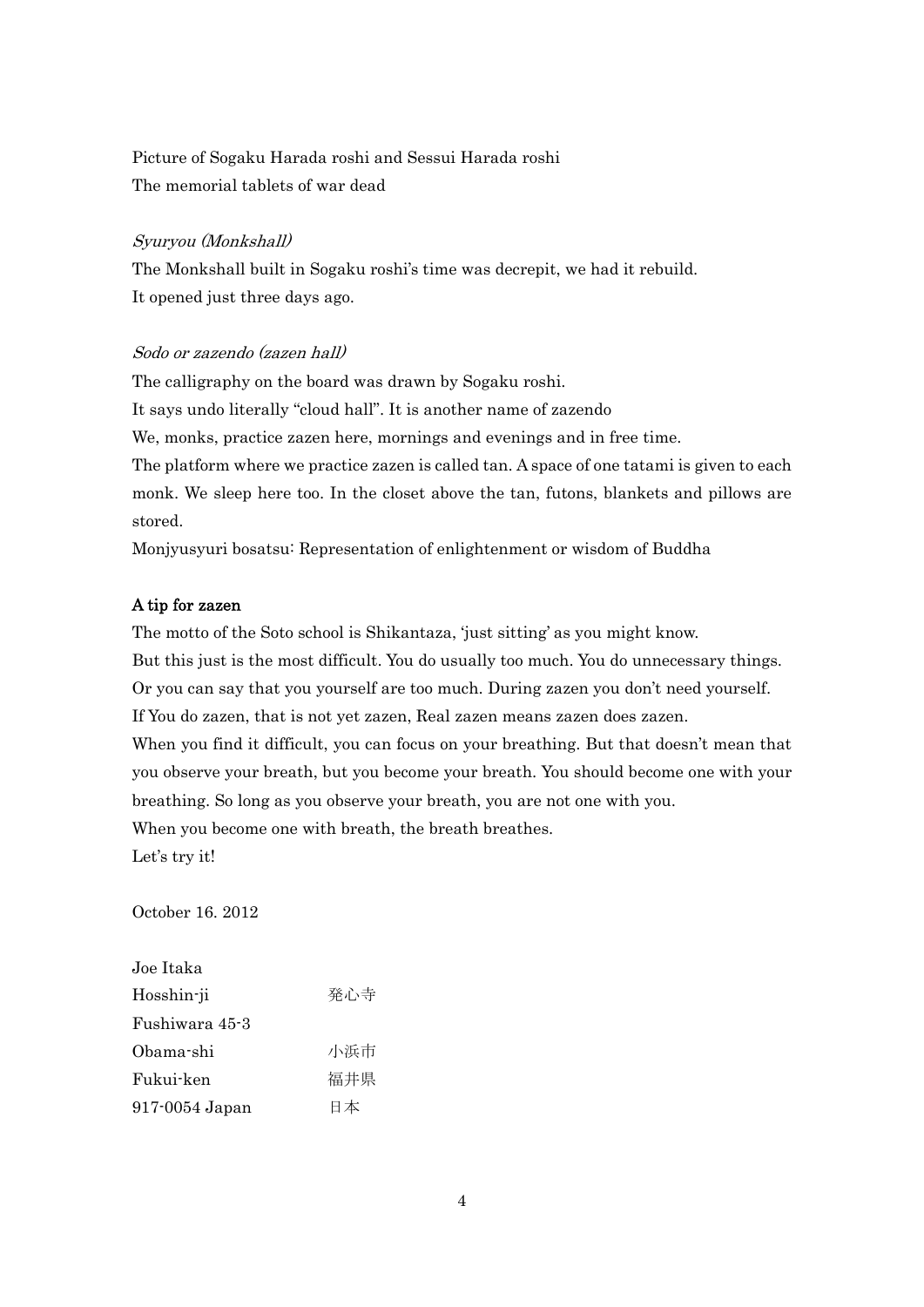Picture of Sogaku Harada roshi and Sessui Harada roshi
The memorial tablets of war dead

*Syuryou (Monkshall)*

The Monkshall built in Sogaku roshi's time was decrepit, we had it rebuild.
It opened just three days ago.

*Sodo or zazendo (zazen hall)*

The calligraphy on the board was drawn by Sogaku roshi.
It says undo literally "cloud hall". It is another name of zazendo
We, monks, practice zazen here, mornings and evenings and in free time.
The platform where we practice zazen is called tan. A space of one tatami is given to each monk. We sleep here too. In the closet above the tan, futons, blankets and pillows are stored.
Monjyusyuri bosatsu: Representation of enlightenment or wisdom of Buddha

**A tip for zazen**

The motto of the Soto school is Shikantaza, 'just sitting' as you might know.
But this just is the most difficult. You do usually too much. You do unnecessary things.
Or you can say that you yourself are too much. During zazen you don't need yourself.
If You do zazen, that is not yet zazen, Real zazen means zazen does zazen.
When you find it difficult, you can focus on your breathing. But that doesn't mean that you observe your breath, but you become your breath. You should become one with your breathing. So long as you observe your breath, you are not one with you.
When you become one with breath, the breath breathes.
Let's try it!

October 16. 2012

| | |
|---|---|
| Joe Itaka | |
| Hosshin-ji | 発心寺 |
| Fushiwara 45-3 | |
| Obama-shi | 小浜市 |
| Fukui-ken | 福井県 |
| 917-0054 Japan | 日本 |